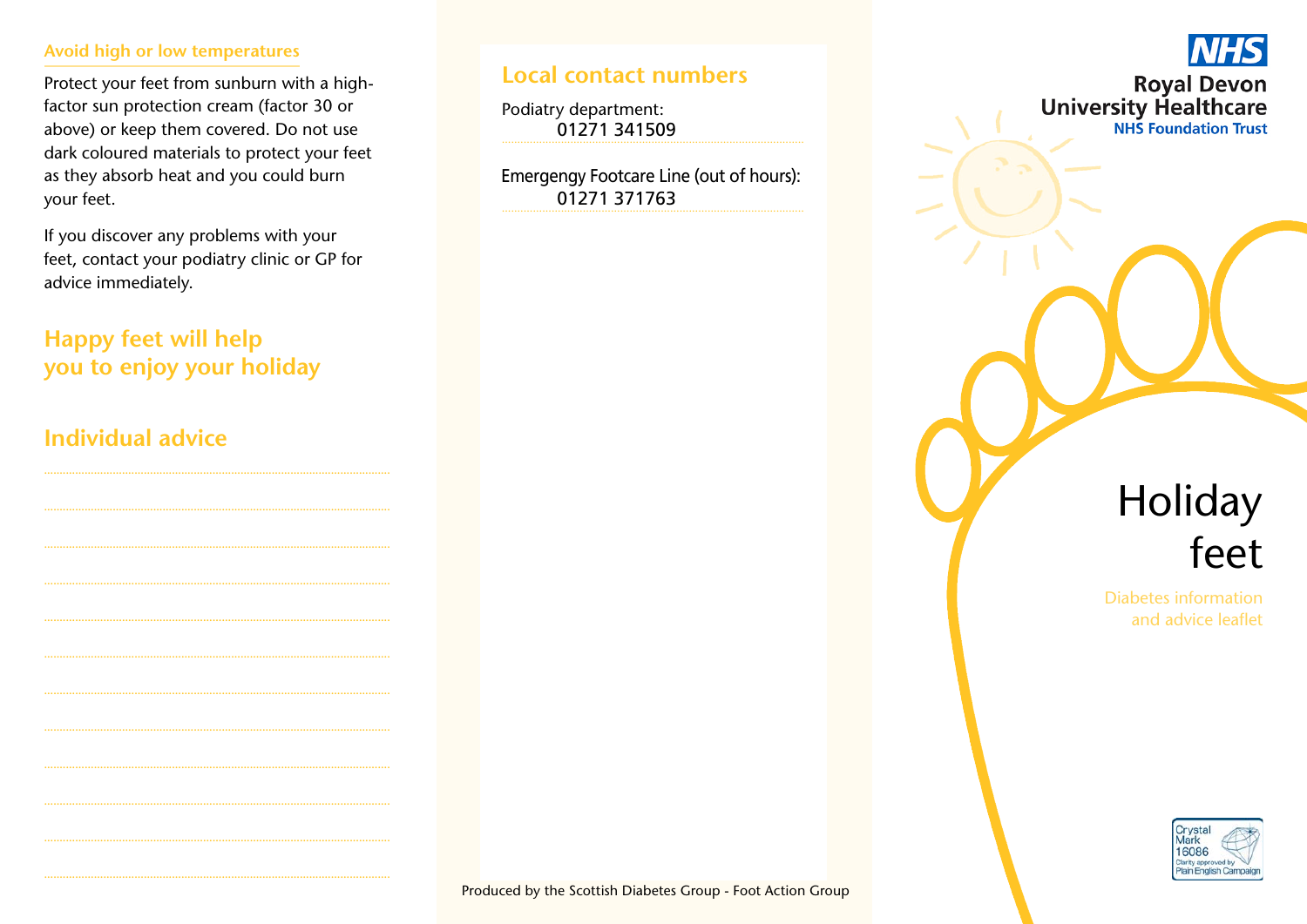### Avoid high or low temperatures

Protect your feet from sunburn with a high-factor sun protection cream (factor 30 or above) or keep them covered. Do not use dark coloured materials to protect your feet as they absorb heat and you could burn your feet.

If you discover any problems with your feet, contact your podiatry clinic or GP for advice immediately.

## Happy feet will help you to enjoy your holiday

## Individual advice

.....................................................................................

.....................................................................................

.....................................................................................

.....................................................................................

.....................................................................................

.....................................................................................

.....................................................................................

.....................................................................................

.....................................................................................

.....................................................................................

.....................................................................................

.....................................................................................

## Local contact numbers

Podiatry department:
01271 341509

Emergengy Footcare Line (out of hours):
01271 371763

Produced by the Scottish Diabetes Group - Foot Action Group

NHS
Royal Devon University Healthcare
NHS Foundation Trust

# Holiday feet

Diabetes information and advice leaflet

Crystal Mark 16086 Clarity approved by Plain English Campaign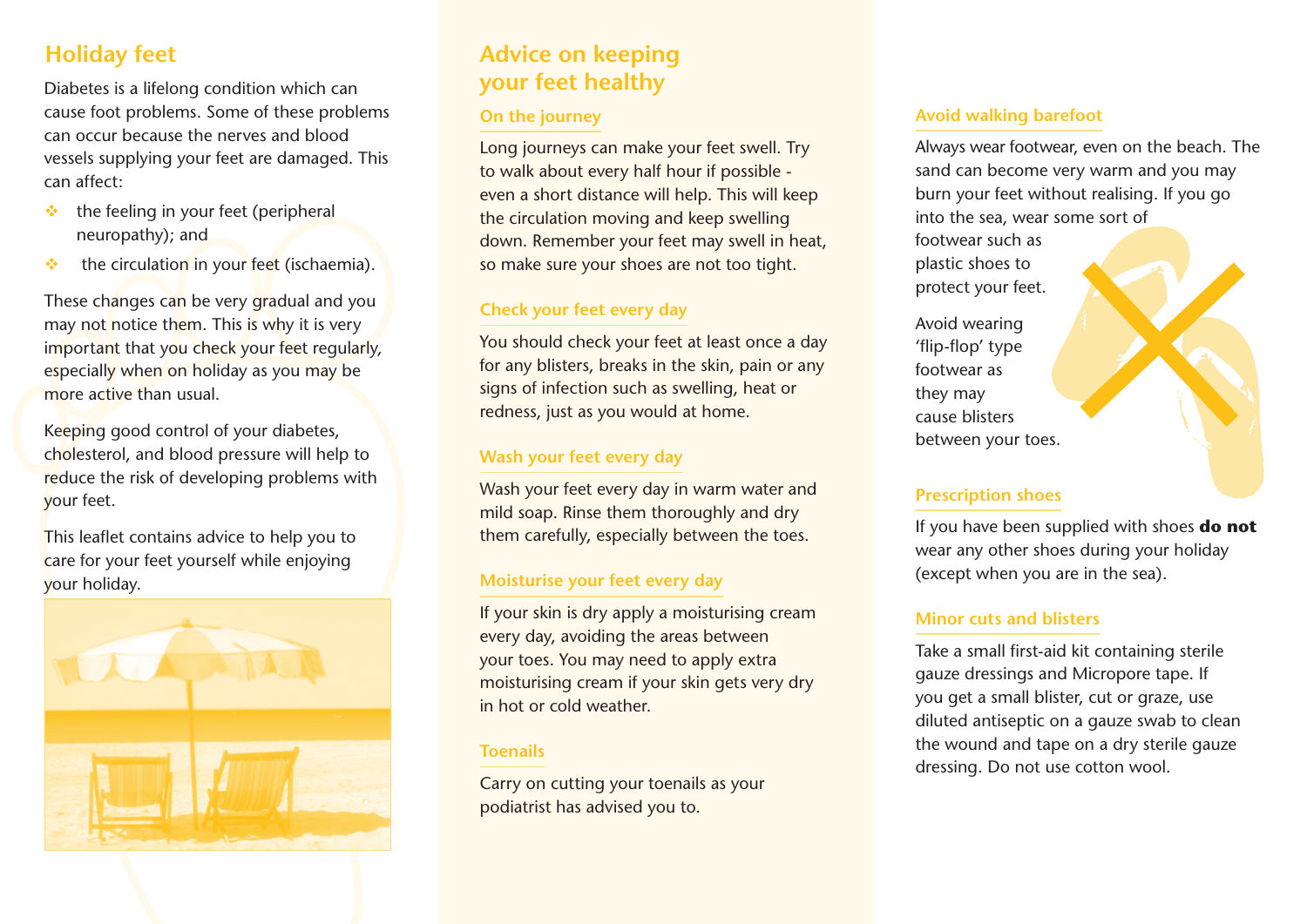## Holiday feet

Diabetes is a lifelong condition which can cause foot problems. Some of these problems can occur because the nerves and blood vessels supplying your feet are damaged. This can affect:

- the feeling in your feet (peripheral neuropathy); and
- the circulation in your feet (ischaemia).

These changes can be very gradual and you may not notice them. This is why it is very important that you check your feet regularly, especially when on holiday as you may be more active than usual.

Keeping good control of your diabetes, cholesterol, and blood pressure will help to reduce the risk of developing problems with your feet.

This leaflet contains advice to help you to care for your feet yourself while enjoying your holiday.

## Advice on keeping your feet healthy

### On the journey

Long journeys can make your feet swell. Try to walk about every half hour if possible - even a short distance will help. This will keep the circulation moving and keep swelling down. Remember your feet may swell in heat, so make sure your shoes are not too tight.

### Check your feet every day

You should check your feet at least once a day for any blisters, breaks in the skin, pain or any signs of infection such as swelling, heat or redness, just as you would at home.

### Wash your feet every day

Wash your feet every day in warm water and mild soap. Rinse them thoroughly and dry them carefully, especially between the toes.

### Moisturise your feet every day

If your skin is dry apply a moisturising cream every day, avoiding the areas between your toes. You may need to apply extra moisturising cream if your skin gets very dry in hot or cold weather.

### Toenails

Carry on cutting your toenails as your podiatrist has advised you to.

### Avoid walking barefoot

Always wear footwear, even on the beach. The sand can become very warm and you may burn your feet without realising. If you go into the sea, wear some sort of footwear such as plastic shoes to protect your feet.

Avoid wearing 'flip-flop' type footwear as they may cause blisters between your toes.

### Prescription shoes

If you have been supplied with shoes **do not** wear any other shoes during your holiday (except when you are in the sea).

### Minor cuts and blisters

Take a small first-aid kit containing sterile gauze dressings and Micropore tape. If you get a small blister, cut or graze, use diluted antiseptic on a gauze swab to clean the wound and tape on a dry sterile gauze dressing. Do not use cotton wool.